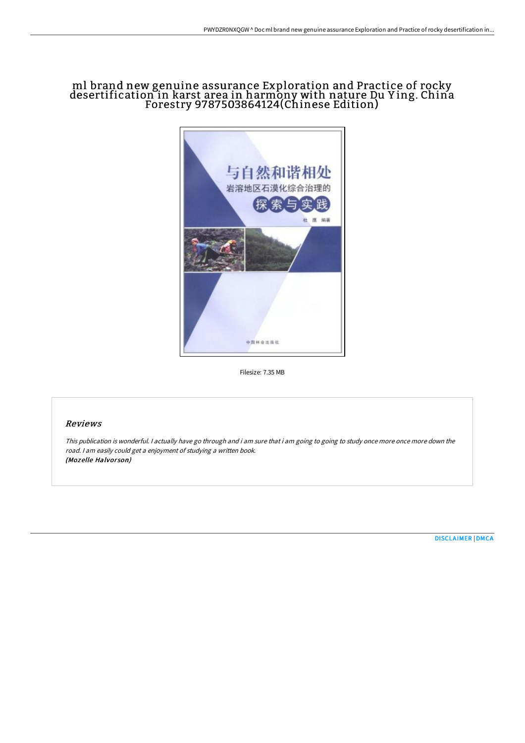# ml brand new genuine assurance Exploration and Practice of rocky desertification in karst area in harmony with nature Du Ying. China Forestry 9787503864124(Chinese Edition)

Filesize: 7.35 MB

## *Reviews*

*This publication is wonderful. I actually have go through and i am sure that i am going to going to study once more once more down the road. I am easily could get a enjoyment of studying a written book.*
***(Mozelle Halvorson)***

[DISCLAIMER](#) | [DMCA](#)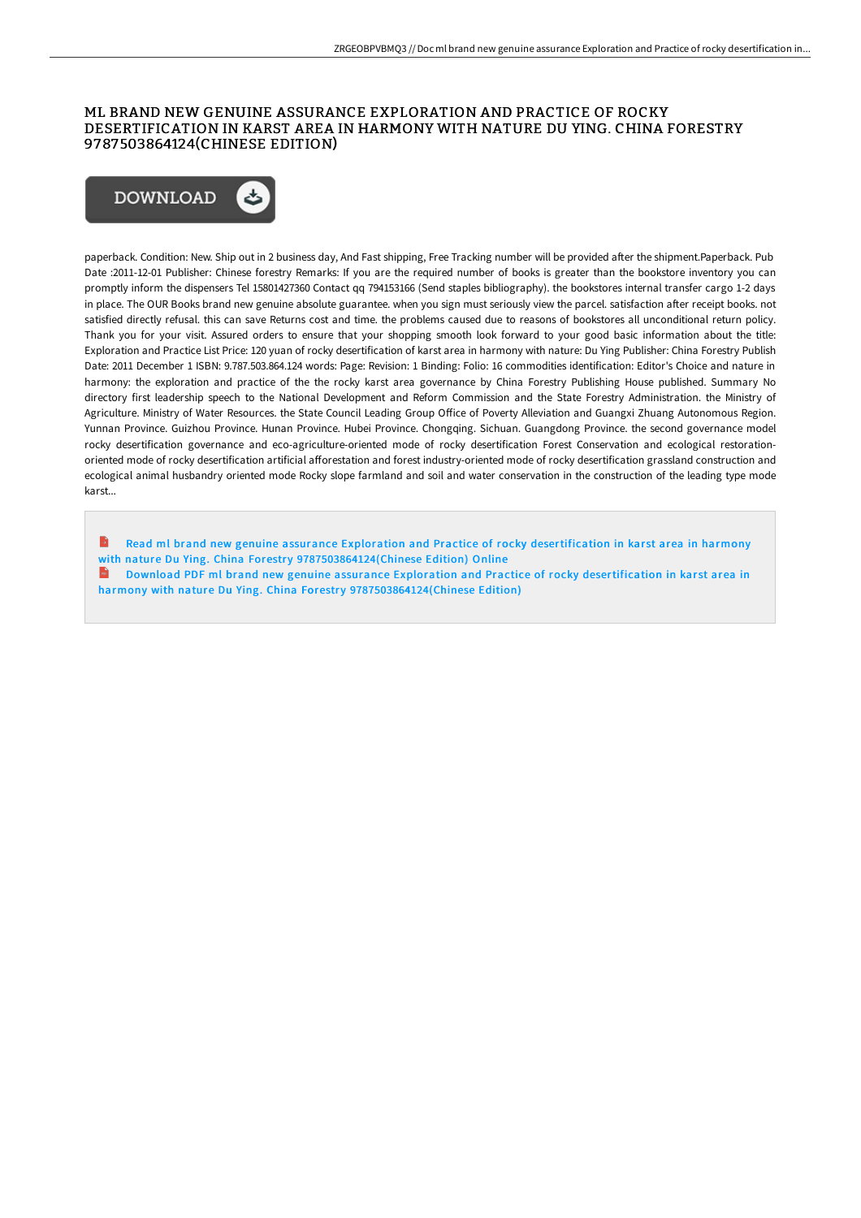# ML BRAND NEW GENUINE ASSURANCE EXPLORATION AND PRACTICE OF ROCKY DESERTIFICATION IN KARST AREA IN HARMONY WITH NATURE DU YING. CHINA FORESTRY 9787503864124(CHINESE EDITION)

DOWNLOAD

paperback. Condition: New. Ship out in 2 business day, And Fast shipping, Free Tracking number will be provided after the shipment.Paperback. Pub Date :2011-12-01 Publisher: Chinese forestry Remarks: If you are the required number of books is greater than the bookstore inventory you can promptly inform the dispensers Tel 15801427360 Contact qq 794153166 (Send staples bibliography). the bookstores internal transfer cargo 1-2 days in place. The OUR Books brand new genuine absolute guarantee. when you sign must seriously view the parcel. satisfaction after receipt books. not satisfied directly refusal. this can save Returns cost and time. the problems caused due to reasons of bookstores all unconditional return policy. Thank you for your visit. Assured orders to ensure that your shopping smooth look forward to your good basic information about the title: Exploration and Practice List Price: 120 yuan of rocky desertification of karst area in harmony with nature: Du Ying Publisher: China Forestry Publish Date: 2011 December 1 ISBN: 9.787.503.864.124 words: Page: Revision: 1 Binding: Folio: 16 commodities identification: Editor's Choice and nature in harmony: the exploration and practice of the the rocky karst area governance by China Forestry Publishing House published. Summary No directory first leadership speech to the National Development and Reform Commission and the State Forestry Administration. the Ministry of Agriculture. Ministry of Water Resources. the State Council Leading Group Office of Poverty Alleviation and Guangxi Zhuang Autonomous Region. Yunnan Province. Guizhou Province. Hunan Province. Hubei Province. Chongqing. Sichuan. Guangdong Province. the second governance model rocky desertification governance and eco-agriculture-oriented mode of rocky desertification Forest Conservation and ecological restoration-oriented mode of rocky desertification artificial afforestation and forest industry-oriented mode of rocky desertification grassland construction and ecological animal husbandry oriented mode Rocky slope farmland and soil and water conservation in the construction of the leading type mode karst...

Read ml brand new genuine assurance Exploration and Practice of rocky desertification in karst area in harmony with nature Du Ying. China Forestry 9787503864124(Chinese Edition) Online

Download PDF ml brand new genuine assurance Exploration and Practice of rocky desertification in karst area in harmony with nature Du Ying. China Forestry 9787503864124(Chinese Edition)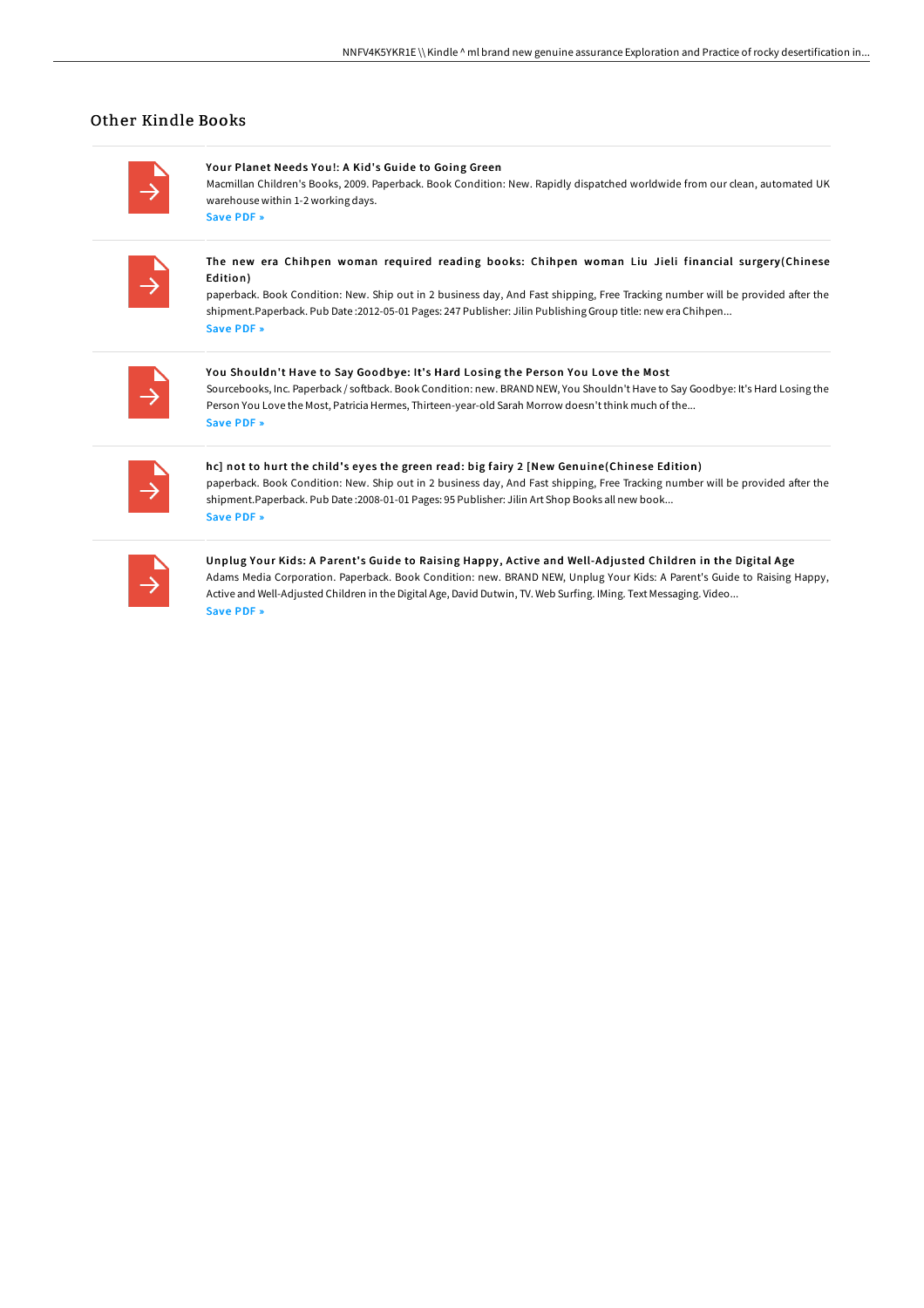## Other Kindle Books

**Your Planet Needs You!: A Kid's Guide to Going Green**

Macmillan Children's Books, 2009. Paperback. Book Condition: New. Rapidly dispatched worldwide from our clean, automated UK warehouse within 1-2 working days.

Save PDF »

**The new era Chihpen woman required reading books: Chihpen woman Liu Jieli financial surgery(Chinese Edition)**

paperback. Book Condition: New. Ship out in 2 business day, And Fast shipping, Free Tracking number will be provided after the shipment.Paperback. Pub Date :2012-05-01 Pages: 247 Publisher: Jilin Publishing Group title: new era Chihpen...

Save PDF »

**You Shouldn't Have to Say Goodbye: It's Hard Losing the Person You Love the Most**

Sourcebooks, Inc. Paperback / softback. Book Condition: new. BRAND NEW, You Shouldn't Have to Say Goodbye: It's Hard Losing the Person You Love the Most, Patricia Hermes, Thirteen-year-old Sarah Morrow doesn't think much of the...

Save PDF »

**hc] not to hurt the child's eyes the green read: big fairy 2 [New Genuine(Chinese Edition)**

paperback. Book Condition: New. Ship out in 2 business day, And Fast shipping, Free Tracking number will be provided after the shipment.Paperback. Pub Date :2008-01-01 Pages: 95 Publisher: Jilin Art Shop Books all new book...

Save PDF »

**Unplug Your Kids: A Parent's Guide to Raising Happy, Active and Well-Adjusted Children in the Digital Age**

Adams Media Corporation. Paperback. Book Condition: new. BRAND NEW, Unplug Your Kids: A Parent's Guide to Raising Happy, Active and Well-Adjusted Children in the Digital Age, David Dutwin, TV. Web Surfing. IMing. Text Messaging. Video...

Save PDF »